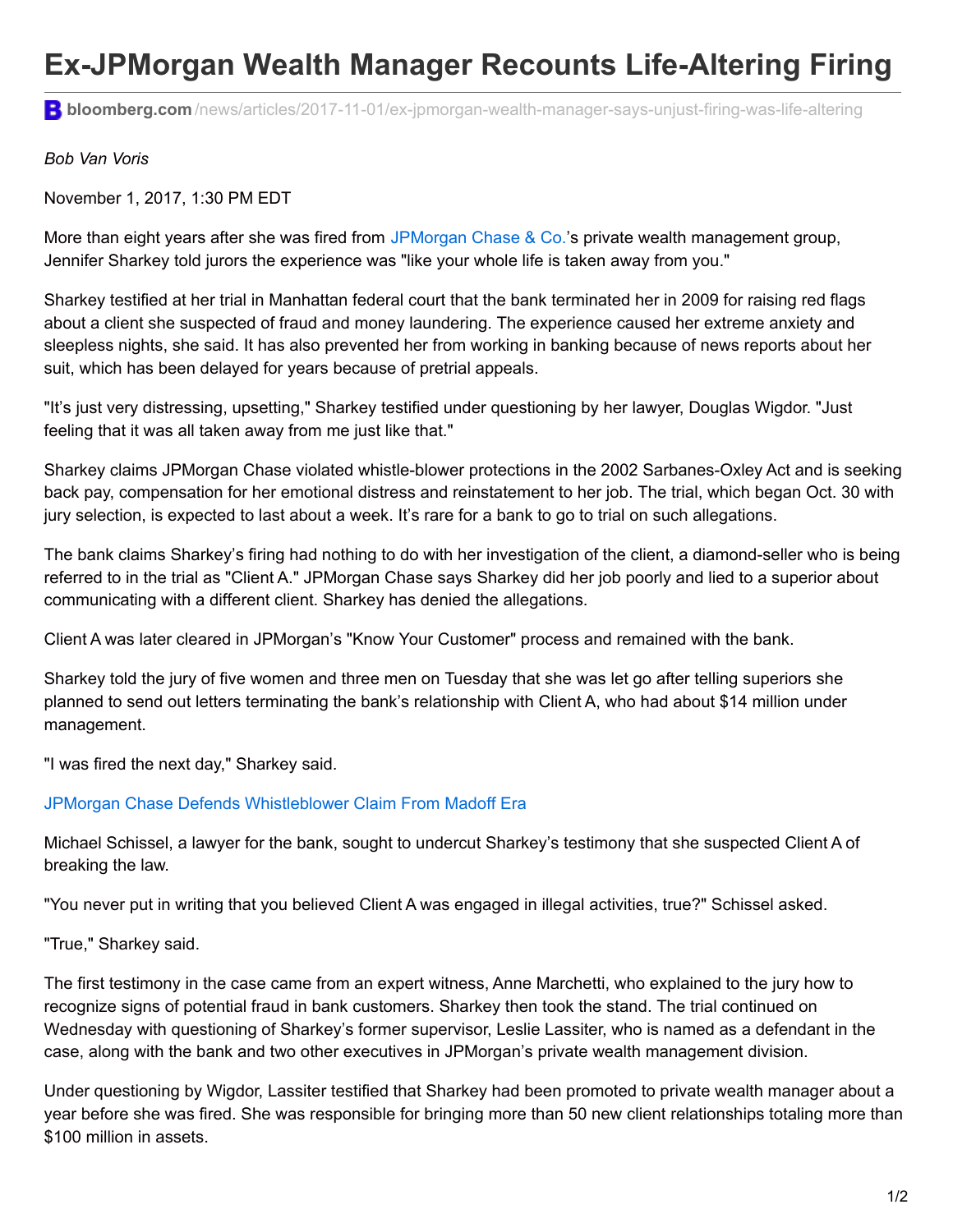# Ex-JPMorgan Wealth Manager Recounts Life-Altering Firing

**bloomberg.com**/news/articles/2017-11-01/ex-jpmorgan-wealth-manager-says-unjust-firing-was-life-altering

*Bob Van Voris*

November 1, 2017, 1:30 PM EDT

More than eight years after she was fired from JPMorgan Chase & Co.'s private wealth management group, Jennifer Sharkey told jurors the experience was "like your whole life is taken away from you."

Sharkey testified at her trial in Manhattan federal court that the bank terminated her in 2009 for raising red flags about a client she suspected of fraud and money laundering. The experience caused her extreme anxiety and sleepless nights, she said. It has also prevented her from working in banking because of news reports about her suit, which has been delayed for years because of pretrial appeals.

"It's just very distressing, upsetting," Sharkey testified under questioning by her lawyer, Douglas Wigdor. "Just feeling that it was all taken away from me just like that."

Sharkey claims JPMorgan Chase violated whistle-blower protections in the 2002 Sarbanes-Oxley Act and is seeking back pay, compensation for her emotional distress and reinstatement to her job. The trial, which began Oct. 30 with jury selection, is expected to last about a week. It's rare for a bank to go to trial on such allegations.

The bank claims Sharkey's firing had nothing to do with her investigation of the client, a diamond-seller who is being referred to in the trial as "Client A." JPMorgan Chase says Sharkey did her job poorly and lied to a superior about communicating with a different client. Sharkey has denied the allegations.

Client A was later cleared in JPMorgan's "Know Your Customer" process and remained with the bank.

Sharkey told the jury of five women and three men on Tuesday that she was let go after telling superiors she planned to send out letters terminating the bank's relationship with Client A, who had about $14 million under management.

"I was fired the next day," Sharkey said.

JPMorgan Chase Defends Whistleblower Claim From Madoff Era

Michael Schissel, a lawyer for the bank, sought to undercut Sharkey's testimony that she suspected Client A of breaking the law.

"You never put in writing that you believed Client A was engaged in illegal activities, true?" Schissel asked.

"True," Sharkey said.

The first testimony in the case came from an expert witness, Anne Marchetti, who explained to the jury how to recognize signs of potential fraud in bank customers. Sharkey then took the stand. The trial continued on Wednesday with questioning of Sharkey's former supervisor, Leslie Lassiter, who is named as a defendant in the case, along with the bank and two other executives in JPMorgan's private wealth management division.

Under questioning by Wigdor, Lassiter testified that Sharkey had been promoted to private wealth manager about a year before she was fired. She was responsible for bringing more than 50 new client relationships totaling more than $100 million in assets.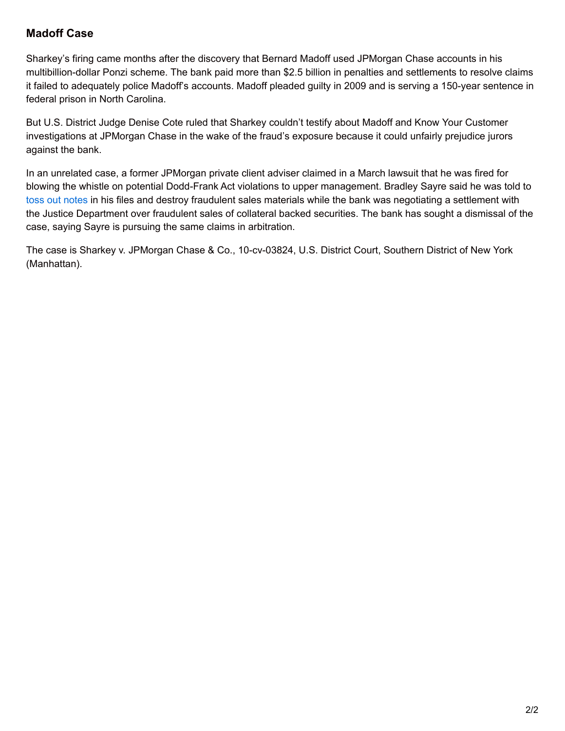## Madoff Case

Sharkey's firing came months after the discovery that Bernard Madoff used JPMorgan Chase accounts in his multibillion-dollar Ponzi scheme. The bank paid more than $2.5 billion in penalties and settlements to resolve claims it failed to adequately police Madoff's accounts. Madoff pleaded guilty in 2009 and is serving a 150-year sentence in federal prison in North Carolina.

But U.S. District Judge Denise Cote ruled that Sharkey couldn't testify about Madoff and Know Your Customer investigations at JPMorgan Chase in the wake of the fraud's exposure because it could unfairly prejudice jurors against the bank.

In an unrelated case, a former JPMorgan private client adviser claimed in a March lawsuit that he was fired for blowing the whistle on potential Dodd-Frank Act violations to upper management. Bradley Sayre said he was told to toss out notes in his files and destroy fraudulent sales materials while the bank was negotiating a settlement with the Justice Department over fraudulent sales of collateral backed securities. The bank has sought a dismissal of the case, saying Sayre is pursuing the same claims in arbitration.

The case is Sharkey v. JPMorgan Chase & Co., 10-cv-03824, U.S. District Court, Southern District of New York (Manhattan).